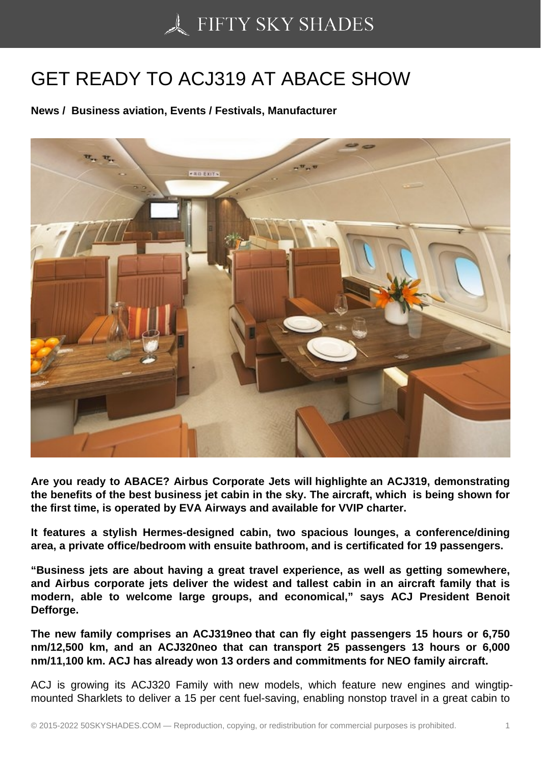# GET READY TO ACJ319 AT ABACE SHOW

**News / Business aviation, Events / Festivals, Manufacturer**

**Are you ready to ABACE? Airbus Corporate Jets will highlighte an ACJ319, demonstrating the benefits of the best business jet cabin in the sky. The aircraft, which is being shown for the first time, is operated by EVA Airways and available for VVIP charter.**

**It features a stylish Hermes-designed cabin, two spacious lounges, a conference/dining area, a private office/bedroom with ensuite bathroom, and is certificated for 19 passengers.**

**"Business jets are about having a great travel experience, as well as getting somewhere, and Airbus corporate jets deliver the widest and tallest cabin in an aircraft family that is modern, able to welcome large groups, and economical," says ACJ President Benoit Defforge.**

**The new family comprises an ACJ319neo that can fly eight passengers 15 hours or 6,750 nm/12,500 km, and an ACJ320neo that can transport 25 passengers 13 hours or 6,000 nm/11,100 km. ACJ has already won 13 orders and commitments for NEO family aircraft.**

ACJ is growing its ACJ320 Family with new models, which feature new engines and wingtip-mounted Sharklets to deliver a 15 per cent fuel-saving, enabling nonstop travel in a great cabin to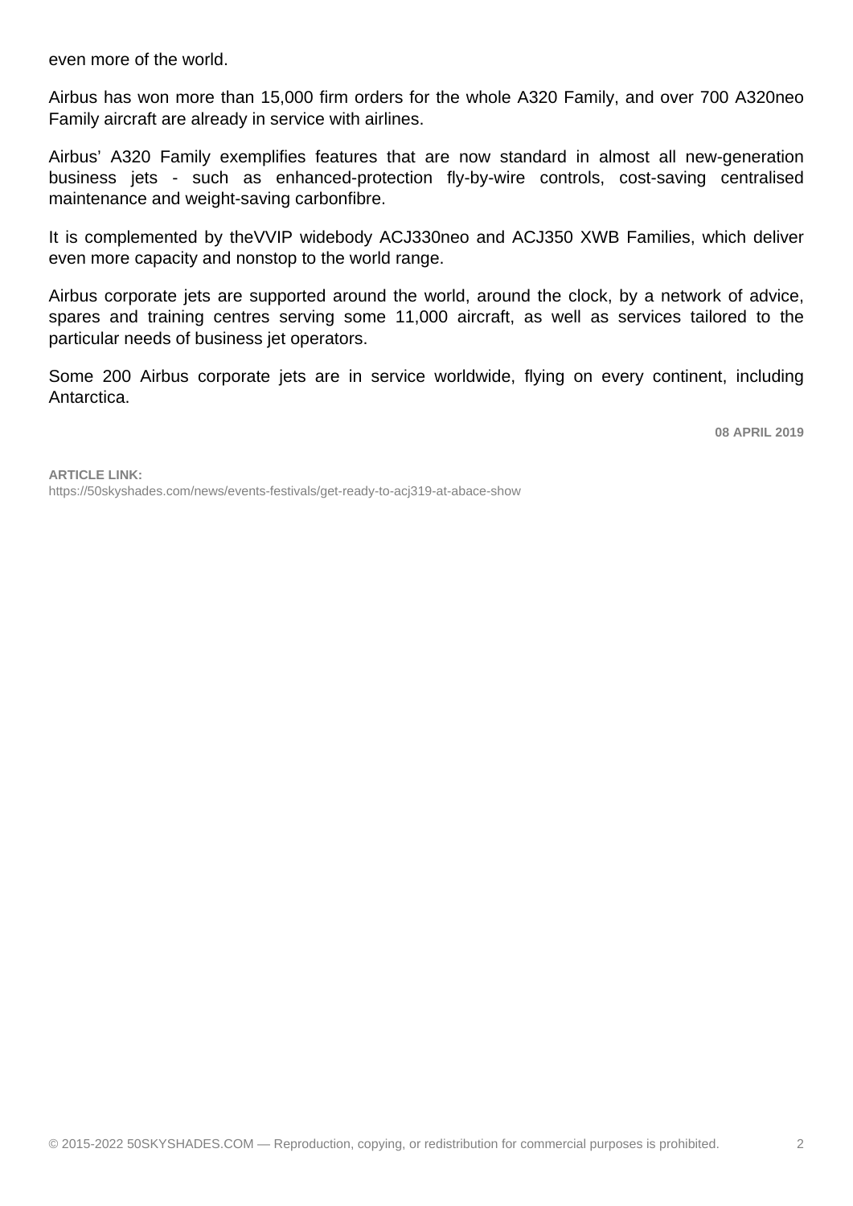even more of the world.

Airbus has won more than 15,000 firm orders for the whole A320 Family, and over 700 A320neo Family aircraft are already in service with airlines.

Airbus' A320 Family exemplifies features that are now standard in almost all new-generation business jets - such as enhanced-protection fly-by-wire controls, cost-saving centralised maintenance and weight-saving carbonfibre.

It is complemented by theVVIP widebody ACJ330neo and ACJ350 XWB Families, which deliver even more capacity and nonstop to the world range.

Airbus corporate jets are supported around the world, around the clock, by a network of advice, spares and training centres serving some 11,000 aircraft, as well as services tailored to the particular needs of business jet operators.

Some 200 Airbus corporate jets are in service worldwide, flying on every continent, including Antarctica.

**08 APRIL 2019**

**ARTICLE LINK:**
https://50skyshades.com/news/events-festivals/get-ready-to-acj319-at-abace-show